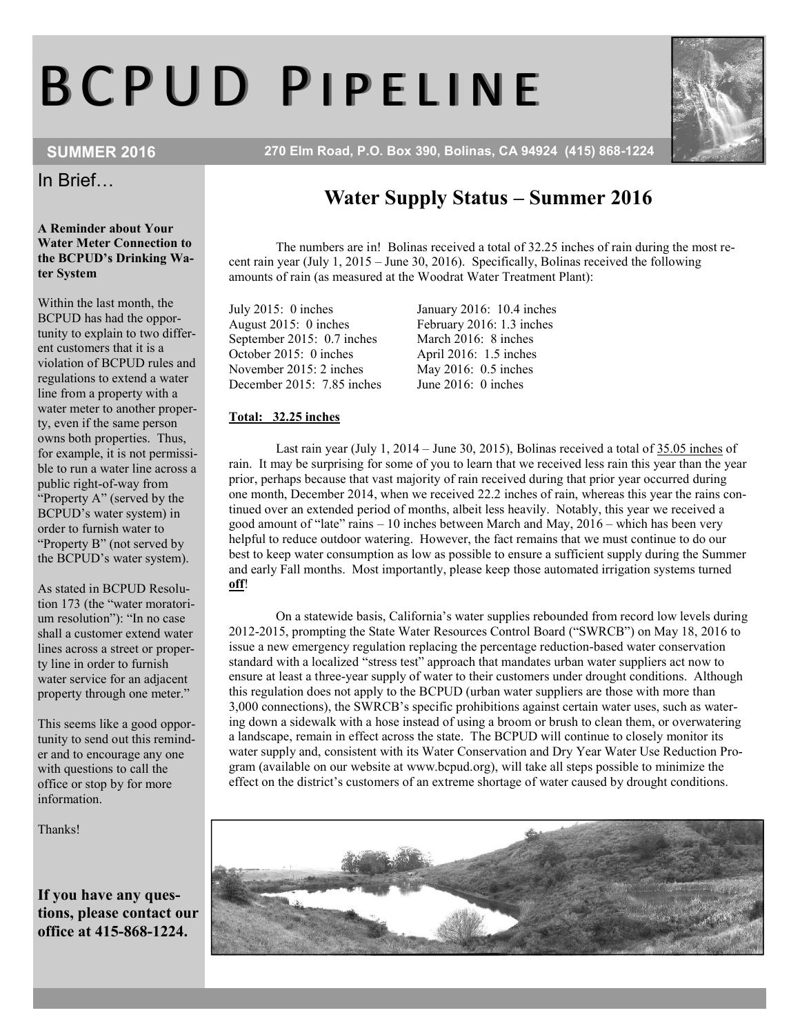# BCPUD PIPELINE

**SUMMER 2016** — 270 Elm Road, P.O. Box 390, Bolinas, CA 94924 (415) 868-1224

## Water Supply Status – Summer 2016

The numbers are in! Bolinas received a total of 32.25 inches of rain during the most recent rain year (July 1, 2015 – June 30, 2016). Specifically, Bolinas received the following amounts of rain (as measured at the Woodrat Water Treatment Plant):

July 2015: 0 inches
August 2015: 0 inches
September 2015: 0.7 inches
October 2015: 0 inches
November 2015: 2 inches
December 2015: 7.85 inches
January 2016: 10.4 inches
February 2016: 1.3 inches
March 2016: 8 inches
April 2016: 1.5 inches
May 2016: 0.5 inches
June 2016: 0 inches

**Total: 32.25 inches**

Last rain year (July 1, 2014 – June 30, 2015), Bolinas received a total of 35.05 inches of rain. It may be surprising for some of you to learn that we received less rain this year than the year prior, perhaps because that vast majority of rain received during that prior year occurred during one month, December 2014, when we received 22.2 inches of rain, whereas this year the rains continued over an extended period of months, albeit less heavily. Notably, this year we received a good amount of "late" rains – 10 inches between March and May, 2016 – which has been very helpful to reduce outdoor watering. However, the fact remains that we must continue to do our best to keep water consumption as low as possible to ensure a sufficient supply during the Summer and early Fall months. Most importantly, please keep those automated irrigation systems turned **off**!

On a statewide basis, California's water supplies rebounded from record low levels during 2012-2015, prompting the State Water Resources Control Board ("SWRCB") on May 18, 2016 to issue a new emergency regulation replacing the percentage reduction-based water conservation standard with a localized "stress test" approach that mandates urban water suppliers act now to ensure at least a three-year supply of water to their customers under drought conditions. Although this regulation does not apply to the BCPUD (urban water suppliers are those with more than 3,000 connections), the SWRCB's specific prohibitions against certain water uses, such as watering down a sidewalk with a hose instead of using a broom or brush to clean them, or overwatering a landscape, remain in effect across the state. The BCPUD will continue to closely monitor its water supply and, consistent with its Water Conservation and Dry Year Water Use Reduction Program (available on our website at www.bcpud.org), will take all steps possible to minimize the effect on the district's customers of an extreme shortage of water caused by drought conditions.

## In Brief…

**A Reminder about Your Water Meter Connection to the BCPUD's Drinking Water System**

Within the last month, the BCPUD has had the opportunity to explain to two different customers that it is a violation of BCPUD rules and regulations to extend a water line from a property with a water meter to another property, even if the same person owns both properties. Thus, for example, it is not permissible to run a water line across a public right-of-way from "Property A" (served by the BCPUD's water system) in order to furnish water to "Property B" (not served by the BCPUD's water system).

As stated in BCPUD Resolution 173 (the "water moratorium resolution"): "In no case shall a customer extend water lines across a street or property line in order to furnish water service for an adjacent property through one meter."

This seems like a good opportunity to send out this reminder and to encourage any one with questions to call the office or stop by for more information.

Thanks!

**If you have any questions, please contact our office at 415-868-1224.**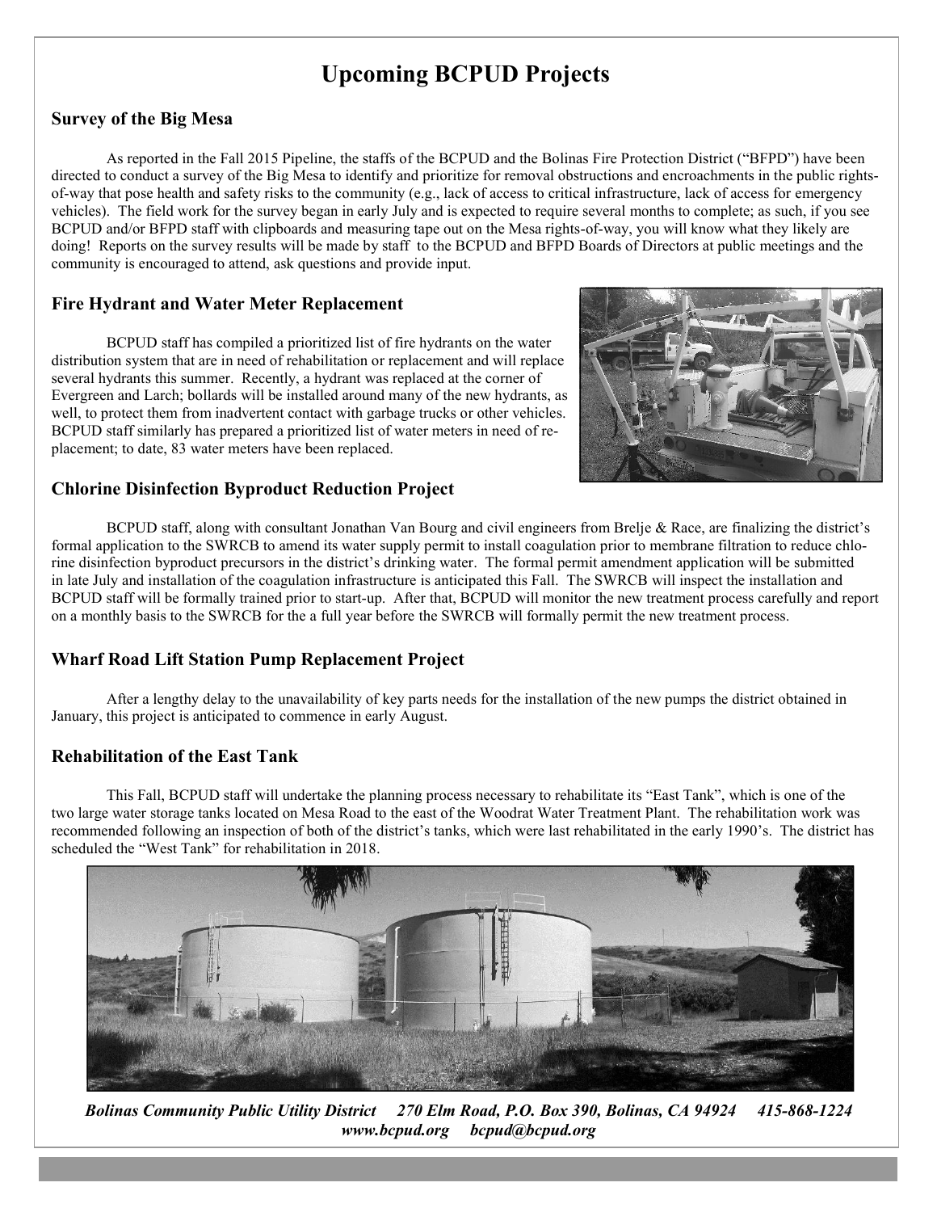# Upcoming BCPUD Projects

## Survey of the Big Mesa

As reported in the Fall 2015 Pipeline, the staffs of the BCPUD and the Bolinas Fire Protection District ("BFPD") have been directed to conduct a survey of the Big Mesa to identify and prioritize for removal obstructions and encroachments in the public rights-of-way that pose health and safety risks to the community (e.g., lack of access to critical infrastructure, lack of access for emergency vehicles). The field work for the survey began in early July and is expected to require several months to complete; as such, if you see BCPUD and/or BFPD staff with clipboards and measuring tape out on the Mesa rights-of-way, you will know what they likely are doing! Reports on the survey results will be made by staff to the BCPUD and BFPD Boards of Directors at public meetings and the community is encouraged to attend, ask questions and provide input.

## Fire Hydrant and Water Meter Replacement

BCPUD staff has compiled a prioritized list of fire hydrants on the water distribution system that are in need of rehabilitation or replacement and will replace several hydrants this summer. Recently, a hydrant was replaced at the corner of Evergreen and Larch; bollards will be installed around many of the new hydrants, as well, to protect them from inadvertent contact with garbage trucks or other vehicles. BCPUD staff similarly has prepared a prioritized list of water meters in need of replacement; to date, 83 water meters have been replaced.

## Chlorine Disinfection Byproduct Reduction Project

BCPUD staff, along with consultant Jonathan Van Bourg and civil engineers from Brelje & Race, are finalizing the district's formal application to the SWRCB to amend its water supply permit to install coagulation prior to membrane filtration to reduce chlorine disinfection byproduct precursors in the district's drinking water. The formal permit amendment application will be submitted in late July and installation of the coagulation infrastructure is anticipated this Fall. The SWRCB will inspect the installation and BCPUD staff will be formally trained prior to start-up. After that, BCPUD will monitor the new treatment process carefully and report on a monthly basis to the SWRCB for the a full year before the SWRCB will formally permit the new treatment process.

## Wharf Road Lift Station Pump Replacement Project

After a lengthy delay to the unavailability of key parts needs for the installation of the new pumps the district obtained in January, this project is anticipated to commence in early August.

## Rehabilitation of the East Tank

This Fall, BCPUD staff will undertake the planning process necessary to rehabilitate its "East Tank", which is one of the two large water storage tanks located on Mesa Road to the east of the Woodrat Water Treatment Plant. The rehabilitation work was recommended following an inspection of both of the district's tanks, which were last rehabilitated in the early 1990's. The district has scheduled the "West Tank" for rehabilitation in 2018.

***Bolinas Community Public Utility District 270 Elm Road, P.O. Box 390, Bolinas, CA 94924 415-868-1224 www.bcpud.org bcpud@bcpud.org***